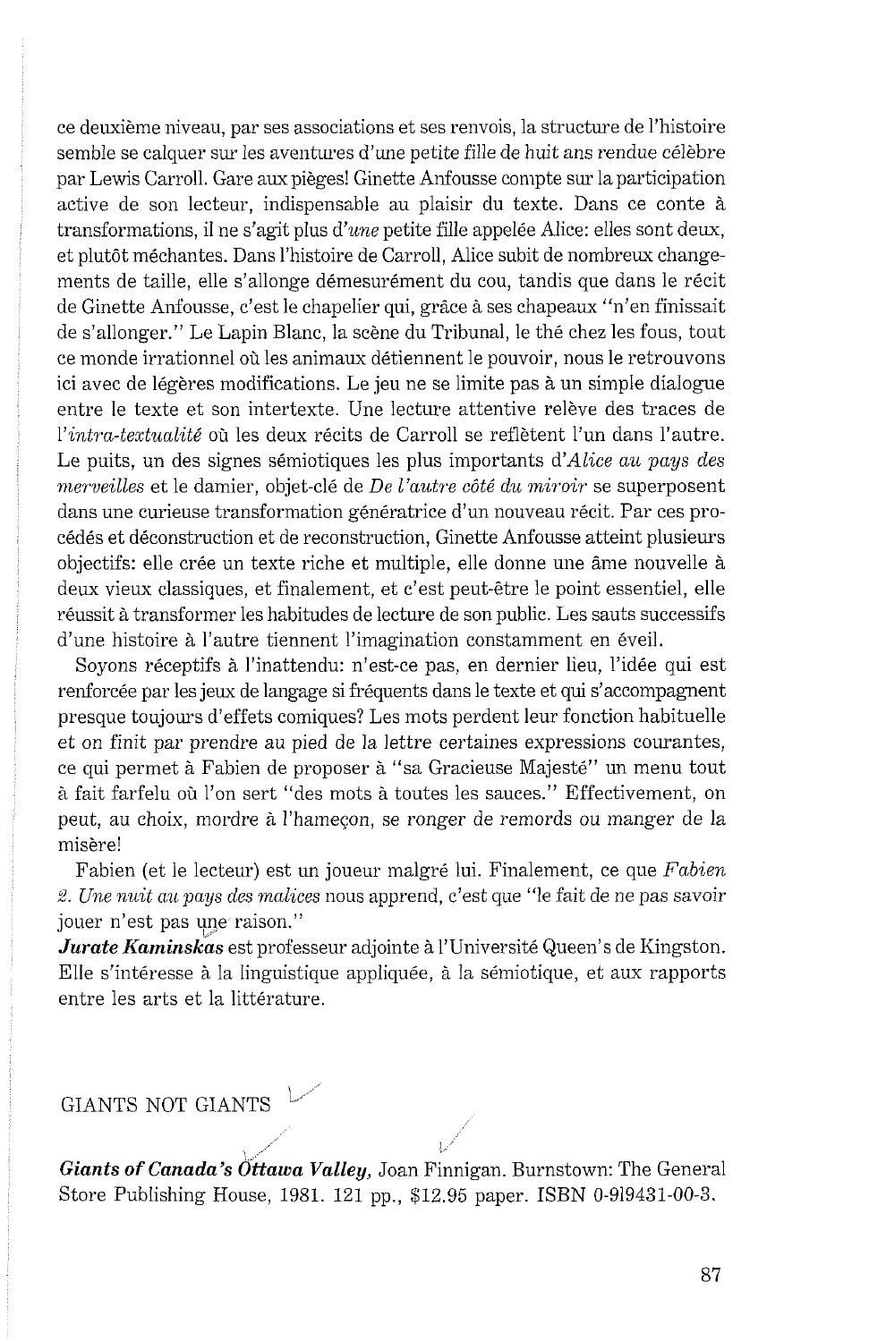ce deuxième niveau, par ses associations et ses renvois, la structure de l'histoire semble se calquer sur les aventures d'une petite fille de huit ans rendue célèbre par Lewis Carroll. Gare aux pièges! Ginette Anfousse compte sur la participation active de son lecteur, indispensable au plaisir du texte. Dans ce conte à transformations, il ne s'agit plus d'*une* petite fille appelée Alice: elles sont deux, et plutôt méchantes. Dans l'histoire de Carroll, Alice subit de nombreux changements de taille, elle s'allonge démesurément du cou, tandis que dans le récit de Ginette Anfousse, c'est le chapelier qui, grâce à ses chapeaux "n'en finissait de s'allonger." Le Lapin Blanc, la scène du Tribunal, le thé chez les fous, tout ce monde irrationnel où les animaux détiennent le pouvoir, nous le retrouvons ici avec de légères modifications. Le jeu ne se limite pas à un simple dialogue entre le texte et son intertexte. Une lecture attentive relève des traces de l'*intra-textualité* où les deux récits de Carroll se reflètent l'un dans l'autre. Le puits, un des signes sémiotiques les plus importants d'*Alice au pays des merveilles* et le damier, objet-clé de *De l'autre côté du miroir* se superposent dans une curieuse transformation génératrice d'un nouveau récit. Par ces procédés et déconstruction et de reconstruction, Ginette Anfousse atteint plusieurs objectifs: elle crée un texte riche et multiple, elle donne une âme nouvelle à deux vieux classiques, et finalement, et c'est peut-être le point essentiel, elle réussit à transformer les habitudes de lecture de son public. Les sauts successifs d'une histoire à l'autre tiennent l'imagination constamment en éveil.

Soyons réceptifs à l'inattendu: n'est-ce pas, en dernier lieu, l'idée qui est renforcée par les jeux de langage si fréquents dans le texte et qui s'accompagnent presque toujours d'effets comiques? Les mots perdent leur fonction habituelle et on finit par prendre au pied de la lettre certaines expressions courantes, ce qui permet à Fabien de proposer à "sa Gracieuse Majesté" un menu tout à fait farfelu où l'on sert "des mots à toutes les sauces." Effectivement, on peut, au choix, mordre à l'hameçon, se ronger de remords ou manger de la misère!

Fabien (et le lecteur) est un joueur malgré lui. Finalement, ce que *Fabien 2. Une nuit au pays des malices* nous apprend, c'est que "le fait de ne pas savoir jouer n'est pas une raison."

***Jurate Kaminskas*** est professeur adjointe à l'Université Queen's de Kingston. Elle s'intéresse à la linguistique appliquée, à la sémiotique, et aux rapports entre les arts et la littérature.

## GIANTS NOT GIANTS

***Giants of Canada's Ottawa Valley,*** Joan Finnigan. Burnstown: The General Store Publishing House, 1981. 121 pp., $12.95 paper. ISBN 0-919431-00-3.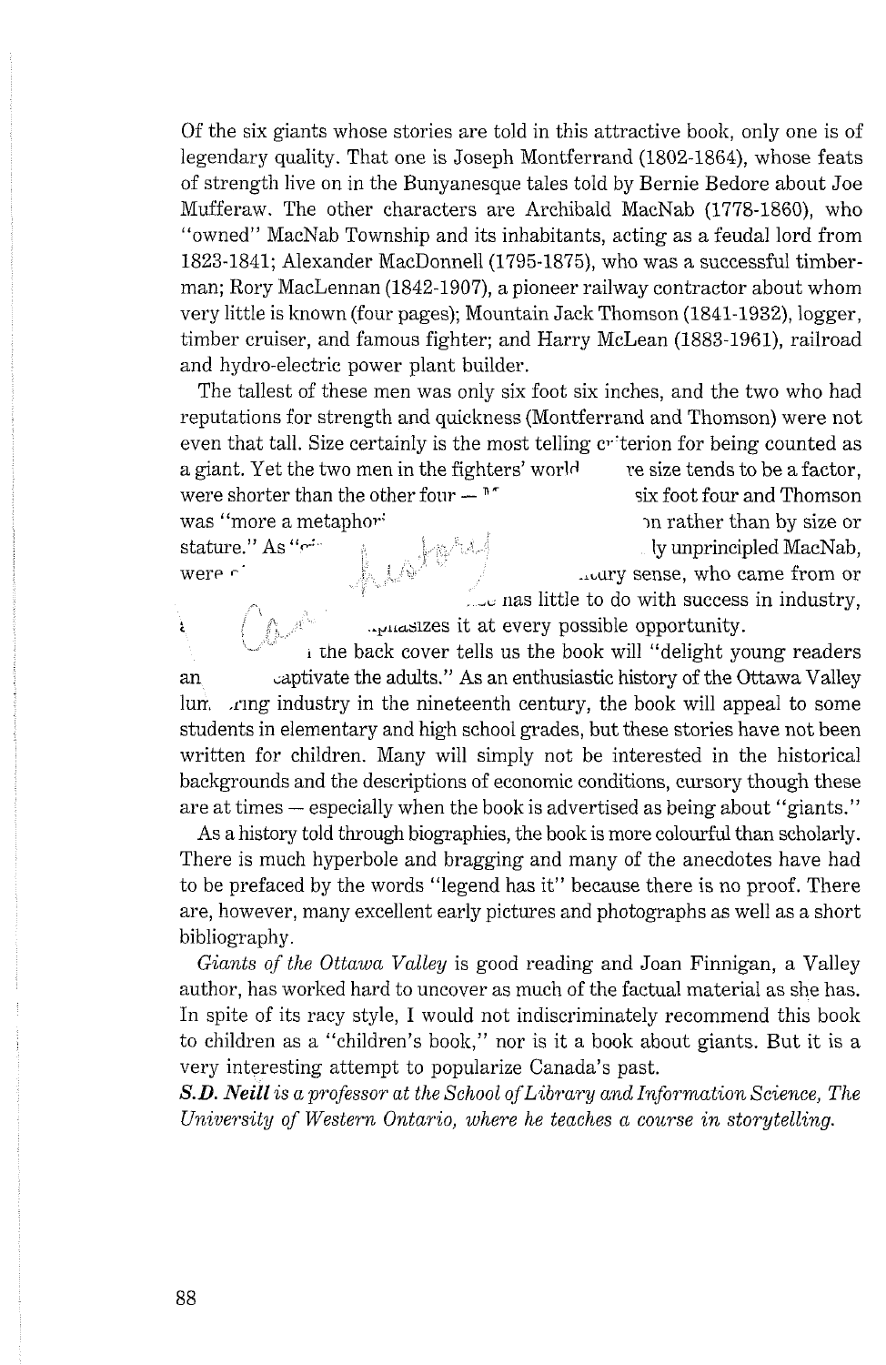Of the six giants whose stories are told in this attractive book, only one is of legendary quality. That one is Joseph Montferrand (1802-1864), whose feats of strength live on in the Bunyanesque tales told by Bernie Bedore about Joe Mufferaw. The other characters are Archibald MacNab (1778-1860), who "owned" MacNab Township and its inhabitants, acting as a feudal lord from 1823-1841; Alexander MacDonnell (1795-1875), who was a successful timberman; Rory MacLennan (1842-1907), a pioneer railway contractor about whom very little is known (four pages); Mountain Jack Thomson (1841-1932), logger, timber cruiser, and famous fighter; and Harry McLean (1883-1961), railroad and hydro-electric power plant builder.

The tallest of these men was only six foot six inches, and the two who had reputations for strength and quickness (Montferrand and Thomson) were not even that tall. Size certainly is the most telling c··terion for being counted as a giant. Yet the two men in the fighters' world re size tends to be a factor, were shorter than the other four — ·· six foot four and Thomson was "more a metaphor· n rather than by size or stature." As "·· ly unprincipled MacNab, were ·· ..ury sense, who came from or ..e has little to do with success in industry, ..phasizes it at every possible opportunity.

i the back cover tells us the book will "delight young readers an captivate the adults." As an enthusiastic history of the Ottawa Valley lum. ring industry in the nineteenth century, the book will appeal to some students in elementary and high school grades, but these stories have not been written for children. Many will simply not be interested in the historical backgrounds and the descriptions of economic conditions, cursory though these are at times — especially when the book is advertised as being about "giants."

As a history told through biographies, the book is more colourful than scholarly. There is much hyperbole and bragging and many of the anecdotes have had to be prefaced by the words "legend has it" because there is no proof. There are, however, many excellent early pictures and photographs as well as a short bibliography.

*Giants of the Ottawa Valley* is good reading and Joan Finnigan, a Valley author, has worked hard to uncover as much of the factual material as she has. In spite of its racy style, I would not indiscriminately recommend this book to children as a "children's book," nor is it a book about giants. But it is a very interesting attempt to popularize Canada's past.

***S.D. Neill*** *is a professor at the School of Library and Information Science, The University of Western Ontario, where he teaches a course in storytelling.*